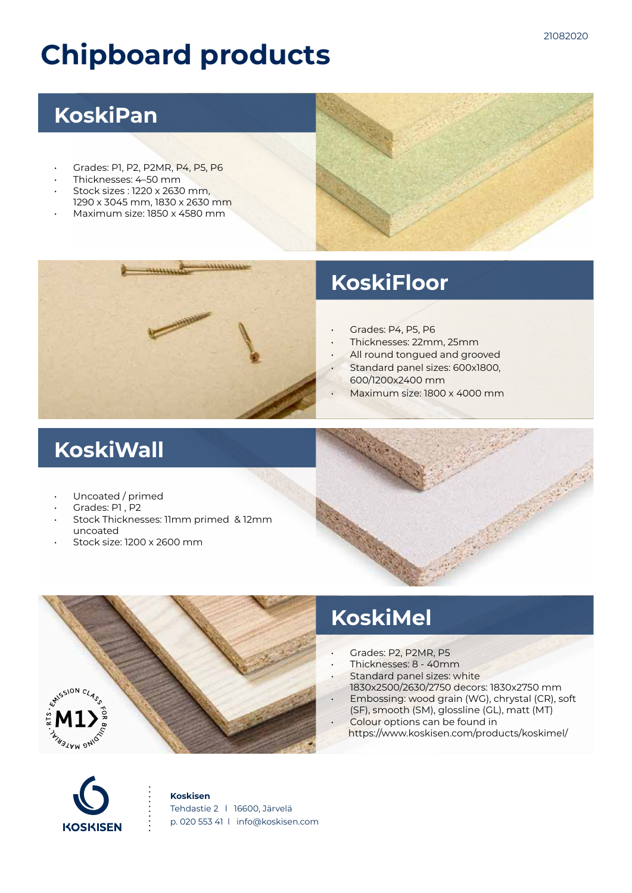# Chipboard products

## KoskiPan

- Grades: P1, P2, P2MR, P4, P5, P6
- Thicknesses: 4–50 mm
- Stock sizes : 1220 x 2630 mm, 1290 x 3045 mm, 1830 x 2630 mm
- Maximum size: 1850 x 4580 mm

## KoskiFloor

- Grades: P4, P5, P6
- Thicknesses: 22mm, 25mm
- All round tongued and grooved
- Standard panel sizes: 600x1800, 600/1200x2400 mm
- Maximum size: 1800 x 4000 mm

## KoskiWall

- Uncoated / primed
- Grades: P1 , P2
- Stock Thicknesses: 11mm primed & 12mm uncoated
- Stock size: 1200 x 2600 mm

## KoskiMel

- Grades: P2, P2MR, P5
- Thicknesses: 8 - 40mm
- Standard panel sizes: white 1830x2500/2630/2750 decors: 1830x2750 mm
- Embossing: wood grain (WG), chrystal (CR), soft (SF), smooth (SM), glossline (GL), matt (MT)
- Colour options can be found in https://www.koskisen.com/products/koskimel/

RTS · EMISSION CLASS FOR BUILDING MATERIAL · M1

**Koskisen**
Tehdastie 2 | 16600, Järvelä
p. 020 553 41 | info@koskisen.com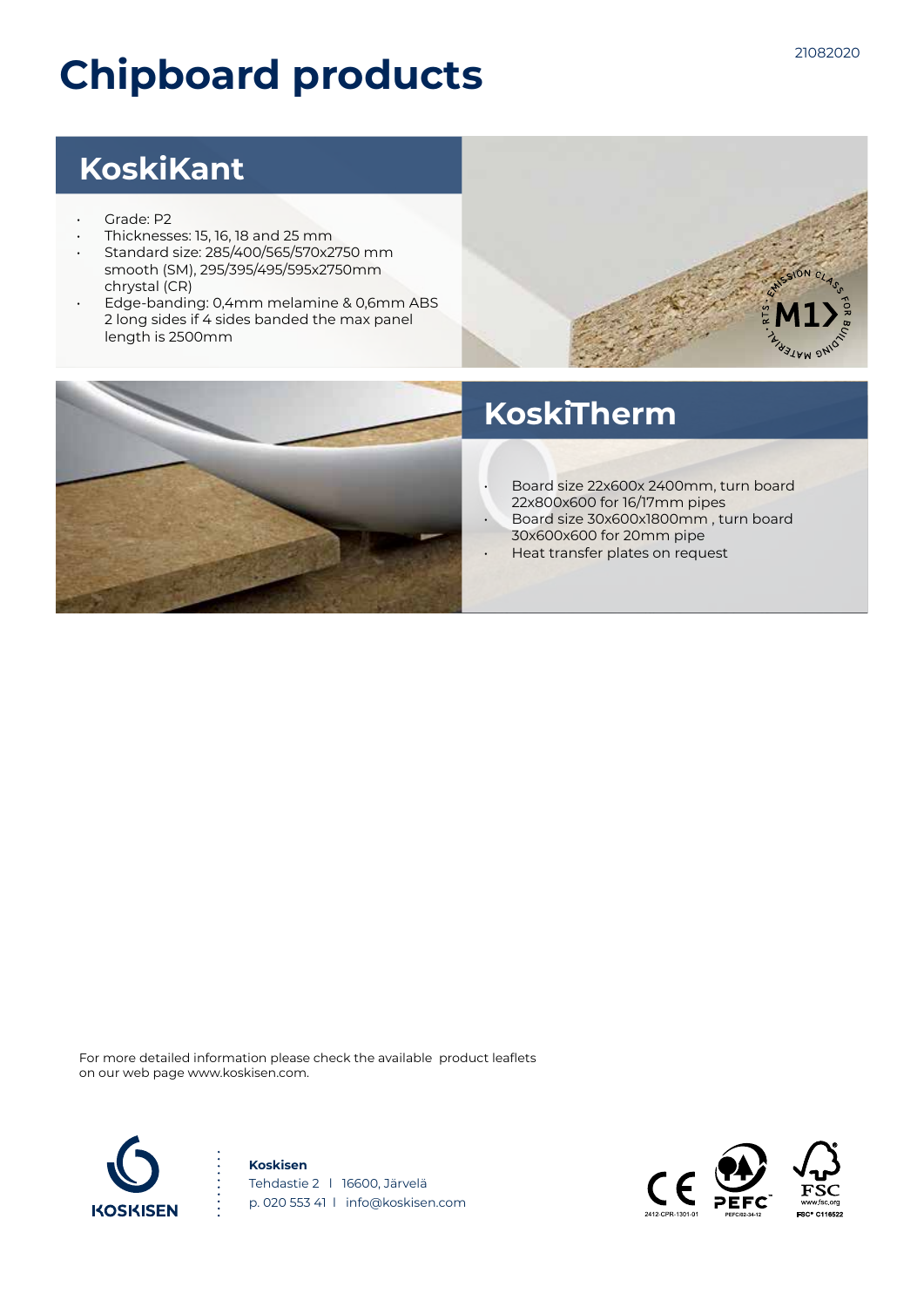# Chipboard products

## KoskiKant

- Grade: P2
- Thicknesses: 15, 16, 18 and 25 mm
- Standard size: 285/400/565/570x2750 mm smooth (SM), 295/395/495/595x2750mm chrystal (CR)
- Edge-banding: 0,4mm melamine & 0,6mm ABS 2 long sides if 4 sides banded the max panel length is 2500mm

## KoskiTherm

- Board size 22x600x 2400mm, turn board 22x800x600 for 16/17mm pipes
- Board size 30x600x1800mm , turn board 30x600x600 for 20mm pipe
- Heat transfer plates on request

For more detailed information please check the available product leaflets on our web page www.koskisen.com.

**Koskisen**
Tehdastie 2 I 16600, Järvelä
p. 020 553 41 I info@koskisen.com